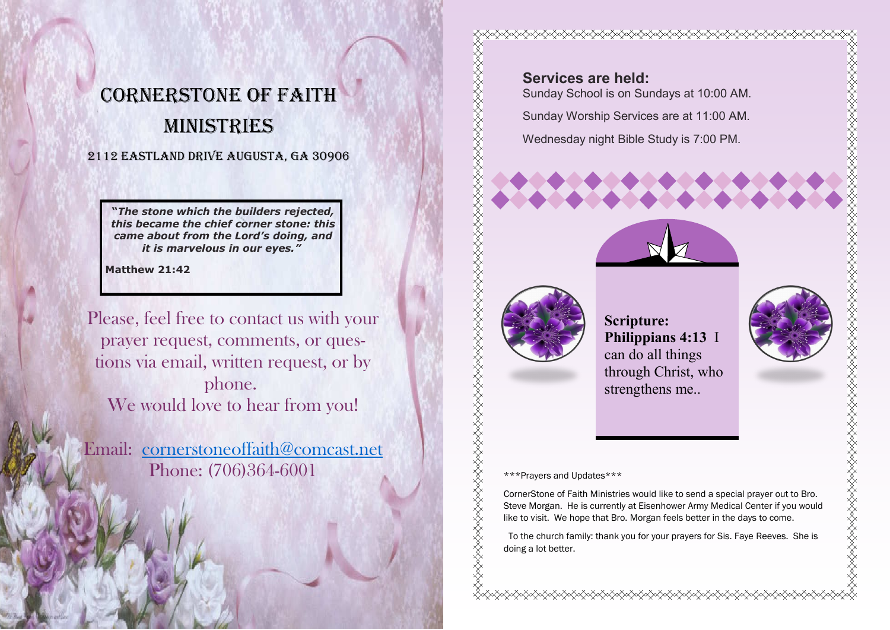# CORNERSTONE OF FAITH MINISTRIES

2112 EASTLAND DRIVE AUGUSTA, GA 30906

> ***"The stone which the builders rejected, this became the chief corner stone: this came about from the Lord's doing, and it is marvelous in our eyes."***
>
> **Matthew 21:42**

Please, feel free to contact us with your prayer request, comments, or questions via email, written request, or by phone.

We would love to hear from you!

Email: cornerstoneoffaith@comcast.net

Phone: (706)364-6001

## Services are held:

Sunday School is on Sundays at 10:00 AM.

Sunday Worship Services are at 11:00 AM.

Wednesday night Bible Study is 7:00 PM.

**Scripture: Philippians 4:13** I can do all things through Christ, who strengthens me..

***Prayers and Updates***

CornerStone of Faith Ministries would like to send a special prayer out to Bro. Steve Morgan. He is currently at Eisenhower Army Medical Center if you would like to visit. We hope that Bro. Morgan feels better in the days to come.

To the church family: thank you for your prayers for Sis. Faye Reeves. She is doing a lot better.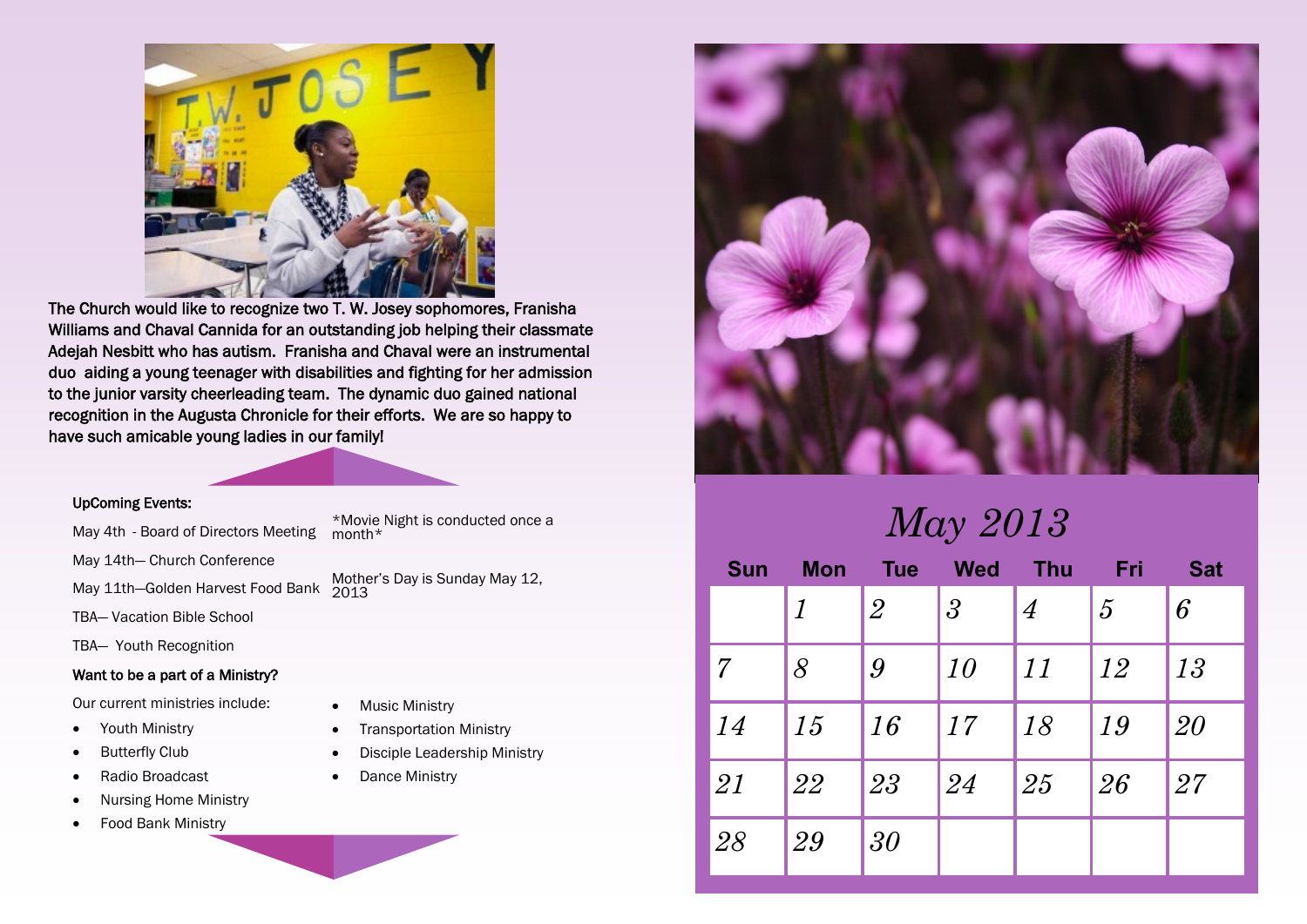The Church would like to recognize two T. W. Josey sophomores, Franisha Williams and Chaval Cannida for an outstanding job helping their classmate Adejah Nesbitt who has autism. Franisha and Chaval were an instrumental duo aiding a young teenager with disabilities and fighting for her admission to the junior varsity cheerleading team. The dynamic duo gained national recognition in the Augusta Chronicle for their efforts. We are so happy to have such amicable young ladies in our family!

**UpComing Events:**

May 4th - Board of Directors Meeting

May 14th— Church Conference

May 11th—Golden Harvest Food Bank

TBA— Vacation Bible School

TBA— Youth Recognition

*Movie Night is conducted once a month*

Mother's Day is Sunday May 12, 2013

**Want to be a part of a Ministry?**

Our current ministries include:

- Youth Ministry
- Butterfly Club
- Radio Broadcast
- Nursing Home Ministry
- Food Bank Ministry
- Music Ministry
- Transportation Ministry
- Disciple Leadership Ministry
- Dance Ministry

# *May 2013*

| Sun | Mon | Tue | Wed | Thu | Fri | Sat |
|---|---|---|---|---|---|---|
| | 1 | 2 | 3 | 4 | 5 | 6 |
| 7 | 8 | 9 | 10 | 11 | 12 | 13 |
| 14 | 15 | 16 | 17 | 18 | 19 | 20 |
| 21 | 22 | 23 | 24 | 25 | 26 | 27 |
| 28 | 29 | 30 | | | | |